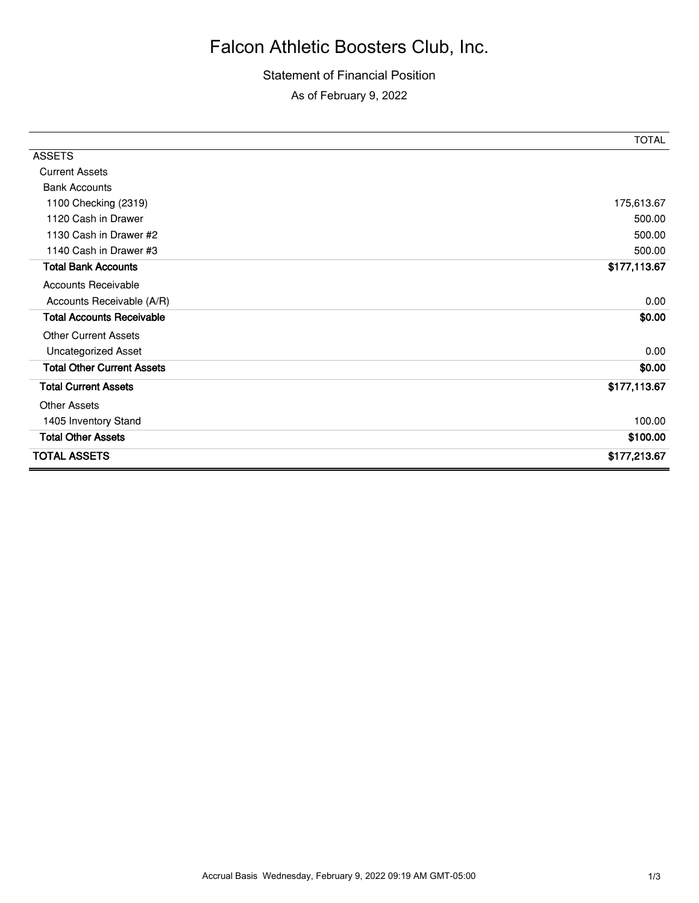# Falcon Athletic Boosters Club, Inc.

Statement of Financial Position

As of February 9, 2022

| | TOTAL |
|---|---|
| ASSETS | |
| Current Assets | |
| Bank Accounts | |
| 1100 Checking (2319) | 175,613.67 |
| 1120 Cash in Drawer | 500.00 |
| 1130 Cash in Drawer #2 | 500.00 |
| 1140 Cash in Drawer #3 | 500.00 |
| **Total Bank Accounts** | **$177,113.67** |
| Accounts Receivable | |
| Accounts Receivable (A/R) | 0.00 |
| **Total Accounts Receivable** | **$0.00** |
| Other Current Assets | |
| Uncategorized Asset | 0.00 |
| **Total Other Current Assets** | **$0.00** |
| **Total Current Assets** | **$177,113.67** |
| Other Assets | |
| 1405 Inventory Stand | 100.00 |
| **Total Other Assets** | **$100.00** |
| **TOTAL ASSETS** | **$177,213.67** |

Accrual Basis Wednesday, February 9, 2022 09:19 AM GMT-05:00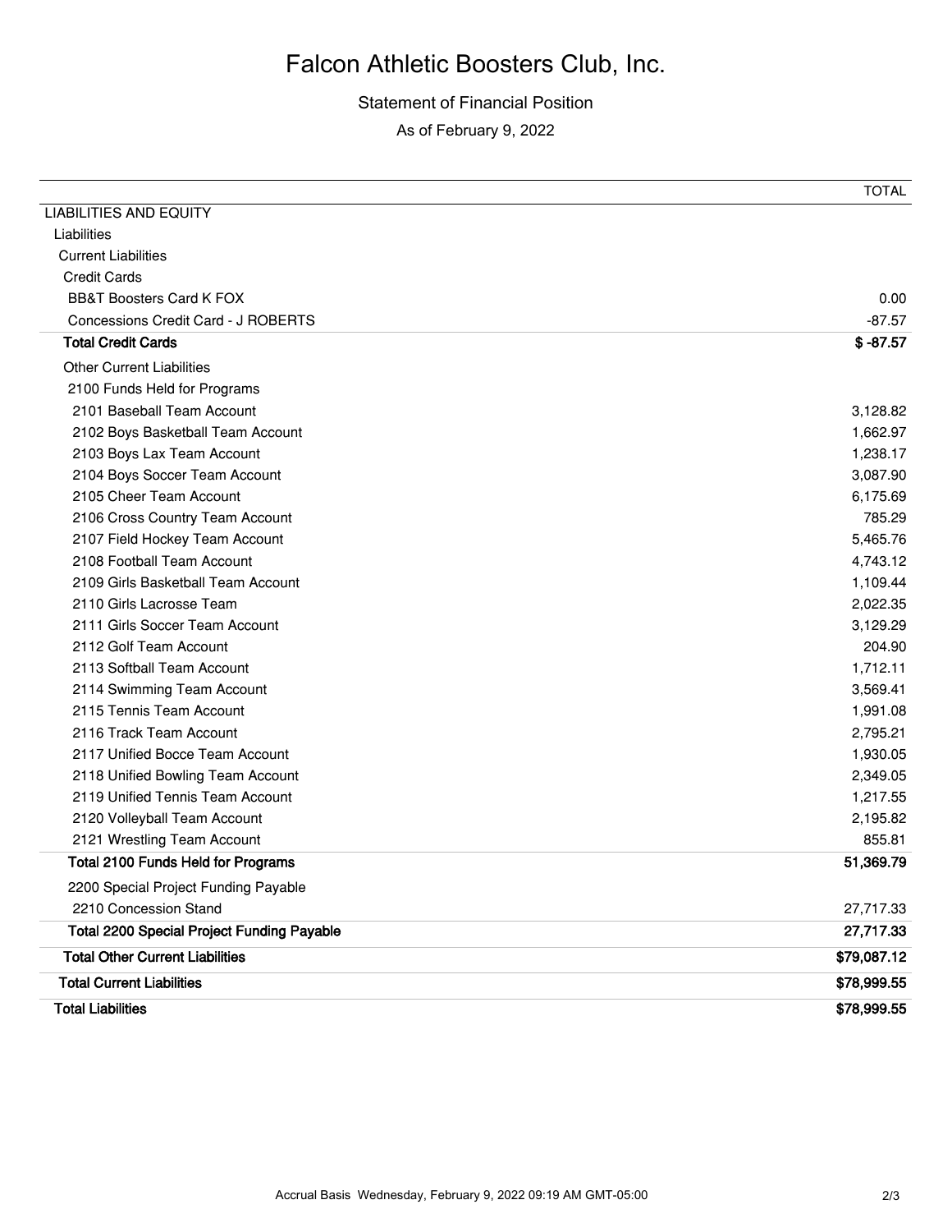# Falcon Athletic Boosters Club, Inc.

Statement of Financial Position

As of February 9, 2022

| | TOTAL |
|---|---|
| LIABILITIES AND EQUITY | |
| Liabilities | |
| Current Liabilities | |
| Credit Cards | |
| BB&T Boosters Card K FOX | 0.00 |
| Concessions Credit Card - J ROBERTS | -87.57 |
| **Total Credit Cards** | **$ -87.57** |
| Other Current Liabilities | |
| 2100 Funds Held for Programs | |
| 2101 Baseball Team Account | 3,128.82 |
| 2102 Boys Basketball Team Account | 1,662.97 |
| 2103 Boys Lax Team Account | 1,238.17 |
| 2104 Boys Soccer Team Account | 3,087.90 |
| 2105 Cheer Team Account | 6,175.69 |
| 2106 Cross Country Team Account | 785.29 |
| 2107 Field Hockey Team Account | 5,465.76 |
| 2108 Football Team Account | 4,743.12 |
| 2109 Girls Basketball Team Account | 1,109.44 |
| 2110 Girls Lacrosse Team | 2,022.35 |
| 2111 Girls Soccer Team Account | 3,129.29 |
| 2112 Golf Team Account | 204.90 |
| 2113 Softball Team Account | 1,712.11 |
| 2114 Swimming Team Account | 3,569.41 |
| 2115 Tennis Team Account | 1,991.08 |
| 2116 Track Team Account | 2,795.21 |
| 2117 Unified Bocce Team Account | 1,930.05 |
| 2118 Unified Bowling Team Account | 2,349.05 |
| 2119 Unified Tennis Team Account | 1,217.55 |
| 2120 Volleyball Team Account | 2,195.82 |
| 2121 Wrestling Team Account | 855.81 |
| **Total 2100 Funds Held for Programs** | **51,369.79** |
| 2200 Special Project Funding Payable | |
| 2210 Concession Stand | 27,717.33 |
| **Total 2200 Special Project Funding Payable** | **27,717.33** |
| **Total Other Current Liabilities** | **$79,087.12** |
| **Total Current Liabilities** | **$78,999.55** |
| **Total Liabilities** | **$78,999.55** |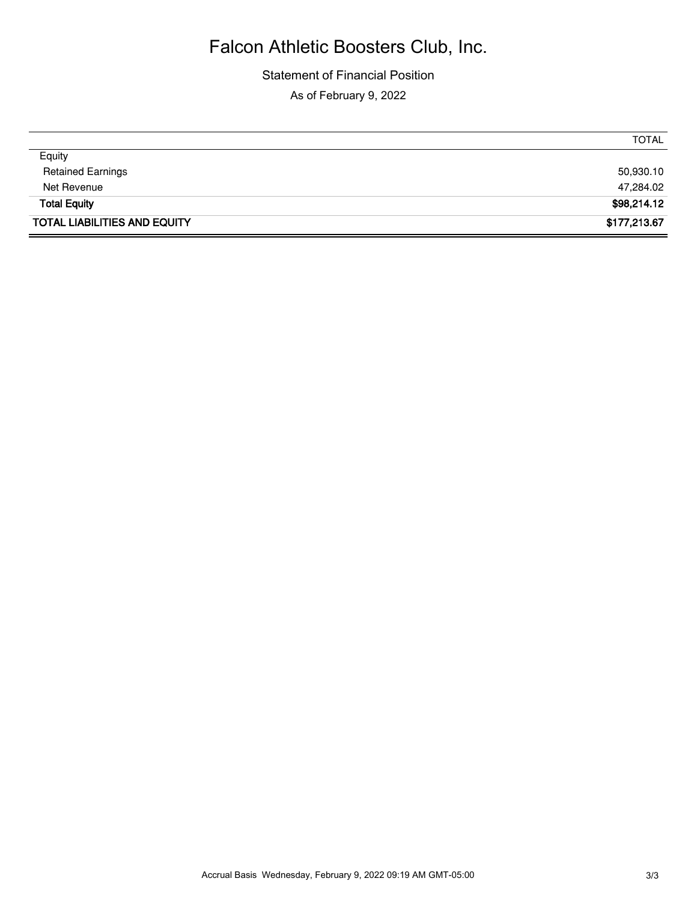# Falcon Athletic Boosters Club, Inc.

Statement of Financial Position

As of February 9, 2022

| | TOTAL |
|---|---|
| Equity | |
| Retained Earnings | 50,930.10 |
| Net Revenue | 47,284.02 |
| **Total Equity** | **$98,214.12** |
| **TOTAL LIABILITIES AND EQUITY** | **$177,213.67** |

Accrual Basis Wednesday, February 9, 2022 09:19 AM GMT-05:00